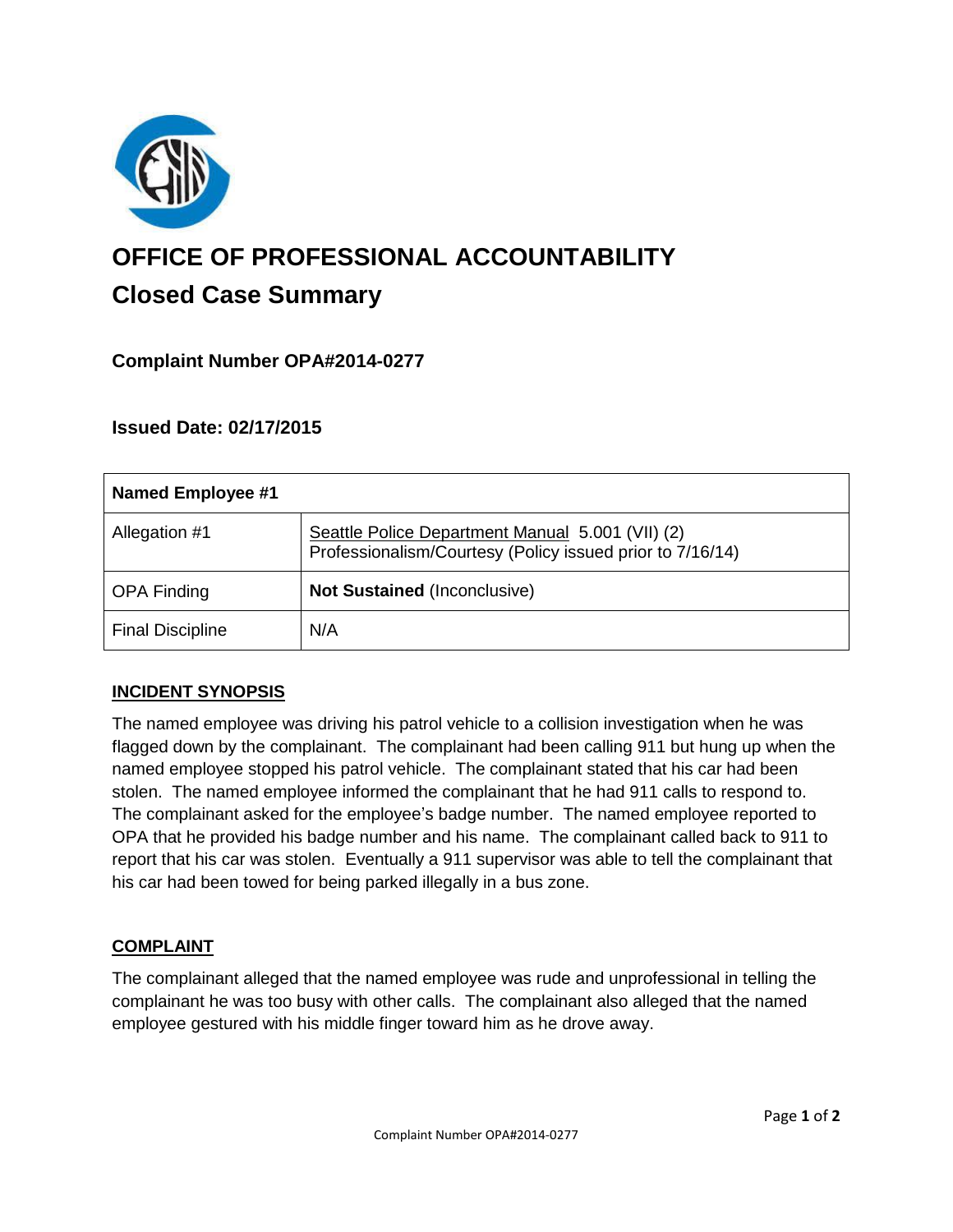# OFFICE OF PROFESSIONAL ACCOUNTABILITY

## Closed Case Summary

### Complaint Number OPA#2014-0277

### Issued Date: 02/17/2015

| **Named Employee #1** | |
|---|---|
| Allegation #1 | Seattle Police Department Manual 5.001 (VII) (2) Professionalism/Courtesy (Policy issued prior to 7/16/14) |
| OPA Finding | **Not Sustained** (Inconclusive) |
| Final Discipline | N/A |

**INCIDENT SYNOPSIS**

The named employee was driving his patrol vehicle to a collision investigation when he was flagged down by the complainant. The complainant had been calling 911 but hung up when the named employee stopped his patrol vehicle. The complainant stated that his car had been stolen. The named employee informed the complainant that he had 911 calls to respond to. The complainant asked for the employee's badge number. The named employee reported to OPA that he provided his badge number and his name. The complainant called back to 911 to report that his car was stolen. Eventually a 911 supervisor was able to tell the complainant that his car had been towed for being parked illegally in a bus zone.

**COMPLAINT**

The complainant alleged that the named employee was rude and unprofessional in telling the complainant he was too busy with other calls. The complainant also alleged that the named employee gestured with his middle finger toward him as he drove away.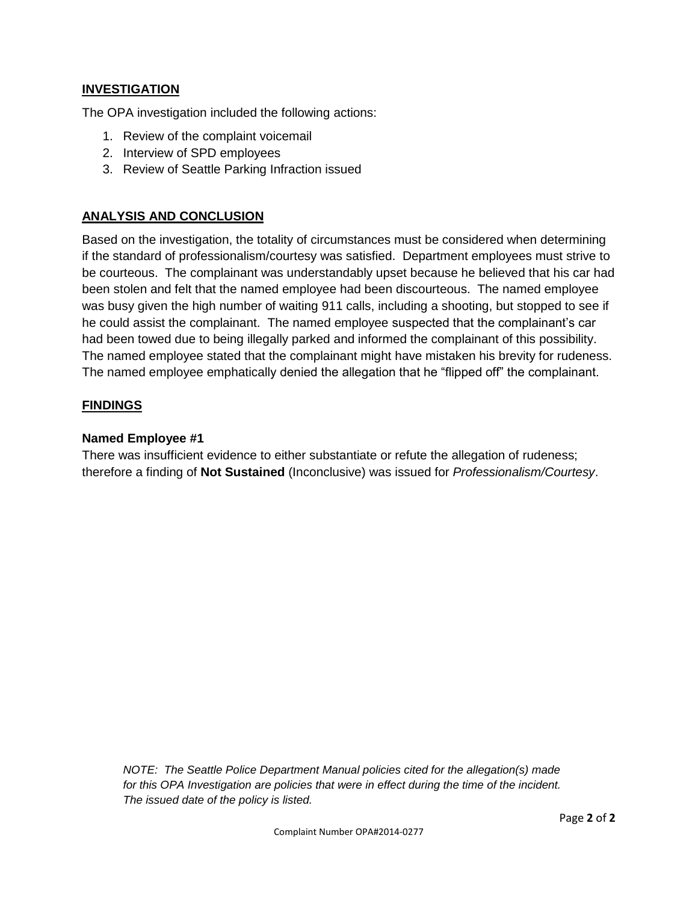## INVESTIGATION

The OPA investigation included the following actions:

1. Review of the complaint voicemail
2. Interview of SPD employees
3. Review of Seattle Parking Infraction issued

## ANALYSIS AND CONCLUSION

Based on the investigation, the totality of circumstances must be considered when determining if the standard of professionalism/courtesy was satisfied. Department employees must strive to be courteous. The complainant was understandably upset because he believed that his car had been stolen and felt that the named employee had been discourteous. The named employee was busy given the high number of waiting 911 calls, including a shooting, but stopped to see if he could assist the complainant. The named employee suspected that the complainant's car had been towed due to being illegally parked and informed the complainant of this possibility. The named employee stated that the complainant might have mistaken his brevity for rudeness. The named employee emphatically denied the allegation that he "flipped off" the complainant.

## FINDINGS

**Named Employee #1**
There was insufficient evidence to either substantiate or refute the allegation of rudeness; therefore a finding of **Not Sustained** (Inconclusive) was issued for *Professionalism/Courtesy*.

*NOTE: The Seattle Police Department Manual policies cited for the allegation(s) made for this OPA Investigation are policies that were in effect during the time of the incident. The issued date of the policy is listed.*

Complaint Number OPA#2014-0277